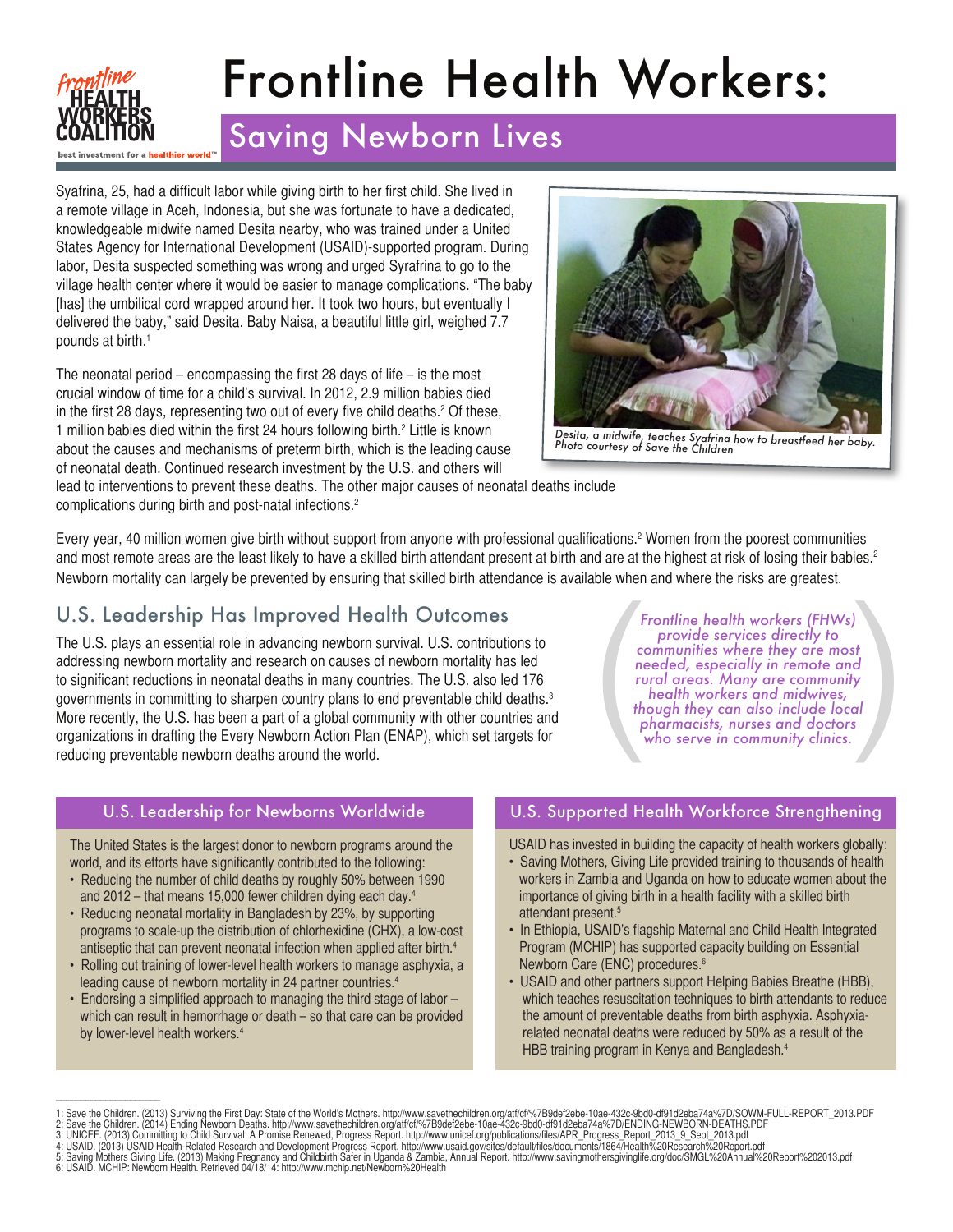# Frontline Health Workers:

## Saving Newborn Lives

Syafrina, 25, had a difficult labor while giving birth to her first child. She lived in a remote village in Aceh, Indonesia, but she was fortunate to have a dedicated, knowledgeable midwife named Desita nearby, who was trained under a United States Agency for International Development (USAID)-supported program. During labor, Desita suspected something was wrong and urged Syrafrina to go to the village health center where it would be easier to manage complications. "The baby [has] the umbilical cord wrapped around her. It took two hours, but eventually I delivered the baby," said Desita. Baby Naisa, a beautiful little girl, weighed 7.7 pounds at birth.[1]

*Desita, a midwife, teaches Syafrina how to breastfeed her baby. Photo courtesy of Save the Children*

The neonatal period – encompassing the first 28 days of life – is the most crucial window of time for a child's survival. In 2012, 2.9 million babies died in the first 28 days, representing two out of every five child deaths.[2] Of these, 1 million babies died within the first 24 hours following birth.[2] Little is known about the causes and mechanisms of preterm birth, which is the leading cause of neonatal death. Continued research investment by the U.S. and others will lead to interventions to prevent these deaths. The other major causes of neonatal deaths include complications during birth and post-natal infections.[2]

Every year, 40 million women give birth without support from anyone with professional qualifications.[2] Women from the poorest communities and most remote areas are the least likely to have a skilled birth attendant present at birth and are at the highest risk of losing their babies.[2] Newborn mortality can largely be prevented by ensuring that skilled birth attendance is available when and where the risks are greatest.

## U.S. Leadership Has Improved Health Outcomes

The U.S. plays an essential role in advancing newborn survival. U.S. contributions to addressing newborn mortality and research on causes of newborn mortality has led to significant reductions in neonatal deaths in many countries. The U.S. also led 176 governments in committing to sharpen country plans to end preventable child deaths.[3] More recently, the U.S. has been a part of a global community with other countries and organizations in drafting the Every Newborn Action Plan (ENAP), which set targets for reducing preventable newborn deaths around the world.

*Frontline health workers (FHWs) provide services directly to communities where they are most needed, especially in remote and rural areas. Many are community health workers and midwives, though they can also include local pharmacists, nurses and doctors who serve in community clinics.*

### U.S. Leadership for Newborns Worldwide

The United States is the largest donor to newborn programs around the world, and its efforts have significantly contributed to the following:

- Reducing the number of child deaths by roughly 50% between 1990 and 2012 – that means 15,000 fewer children dying each day.[4]
- Reducing neonatal mortality in Bangladesh by 23%, by supporting programs to scale-up the distribution of chlorhexidine (CHX), a low-cost antiseptic that can prevent neonatal infection when applied after birth.[4]
- Rolling out training of lower-level health workers to manage asphyxia, a leading cause of newborn mortality in 24 partner countries.[4]
- Endorsing a simplified approach to managing the third stage of labor – which can result in hemorrhage or death – so that care can be provided by lower-level health workers.[4]

### U.S. Supported Health Workforce Strengthening

USAID has invested in building the capacity of health workers globally:

- Saving Mothers, Giving Life provided training to thousands of health workers in Zambia and Uganda on how to educate women about the importance of giving birth in a health facility with a skilled birth attendant present.[5]
- In Ethiopia, USAID's flagship Maternal and Child Health Integrated Program (MCHIP) has supported capacity building on Essential Newborn Care (ENC) procedures.[6]
- USAID and other partners support Helping Babies Breathe (HBB), which teaches resuscitation techniques to birth attendants to reduce the amount of preventable deaths from birth asphyxia. Asphyxia-related neonatal deaths were reduced by 50% as a result of the HBB training program in Kenya and Bangladesh.[4]

---

1: Save the Children. (2013) Surviving the First Day: State of the World's Mothers. http://www.savethechildren.org/atf/cf/%7B9def2ebe-10ae-432c-9bd0-df91d2eba74a%7D/SOWM-FULL-REPORT_2013.PDF
2: Save the Children. (2014) Ending Newborn Deaths. http://www.savethechildren.org/atf/cf/%7B9def2ebe-10ae-432c-9bd0-df91d2eba74a%7D/ENDING-NEWBORN-DEATHS.PDF
3: UNICEF. (2013) Committing to Child Survival: A Promise Renewed, Progress Report. http://www.unicef.org/publications/files/APR_Progress_Report_2013_9_Sept_2013.pdf
4: USAID. (2013) USAID Health-Related Research and Development Progress Report. http://www.usaid.gov/sites/default/files/documents/1864/Health%20Research%20Report.pdf
5: Saving Mothers Giving Life. (2013) Making Pregnancy and Childbirth Safer in Uganda & Zambia, Annual Report. http://www.savingmothersgivinglife.org/doc/SMGL%20Annual%20Report%202013.pdf
6: USAID. MCHIP: Newborn Health. Retrieved 04/18/14: http://www.mchip.net/Newborn%20Health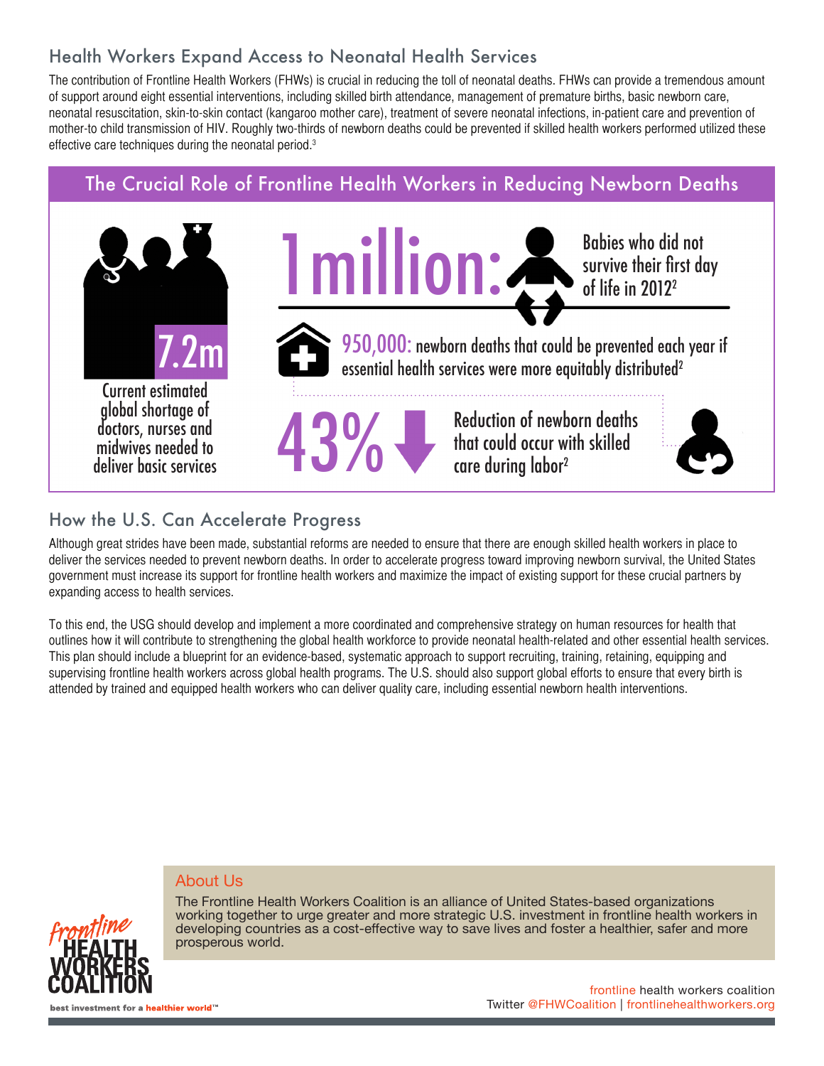## Health Workers Expand Access to Neonatal Health Services

The contribution of Frontline Health Workers (FHWs) is crucial in reducing the toll of neonatal deaths. FHWs can provide a tremendous amount of support around eight essential interventions, including skilled birth attendance, management of premature births, basic newborn care, neonatal resuscitation, skin-to-skin contact (kangaroo mother care), treatment of severe neonatal infections, in-patient care and prevention of mother-to child transmission of HIV. Roughly two-thirds of newborn deaths could be prevented if skilled health workers performed utilized these effective care techniques during the neonatal period.[3]

### The Crucial Role of Frontline Health Workers in Reducing Newborn Deaths

**7.2m**
Current estimated global shortage of doctors, nurses and midwives needed to deliver basic services

**1 million:** Babies who did not survive their first day of life in 2012[2]

**950,000:** newborn deaths that could be prevented each year if essential health services were more equitably distributed[2]

**43%** Reduction of newborn deaths that could occur with skilled care during labor[2]

## How the U.S. Can Accelerate Progress

Although great strides have been made, substantial reforms are needed to ensure that there are enough skilled health workers in place to deliver the services needed to prevent newborn deaths. In order to accelerate progress toward improving newborn survival, the United States government must increase its support for frontline health workers and maximize the impact of existing support for these crucial partners by expanding access to health services.

To this end, the USG should develop and implement a more coordinated and comprehensive strategy on human resources for health that outlines how it will contribute to strengthening the global health workforce to provide neonatal health-related and other essential health services. This plan should include a blueprint for an evidence-based, systematic approach to support recruiting, training, retaining, equipping and supervising frontline health workers across global health programs. The U.S. should also support global efforts to ensure that every birth is attended by trained and equipped health workers who can deliver quality care, including essential newborn health interventions.

### About Us

The Frontline Health Workers Coalition is an alliance of United States-based organizations working together to urge greater and more strategic U.S. investment in frontline health workers in developing countries as a cost-effective way to save lives and foster a healthier, safer and more prosperous world.

frontline HEALTH WORKERS COALITION

best investment for a healthier world™

frontline health workers coalition
Twitter @FHWCoalition | frontlinehealthworkers.org